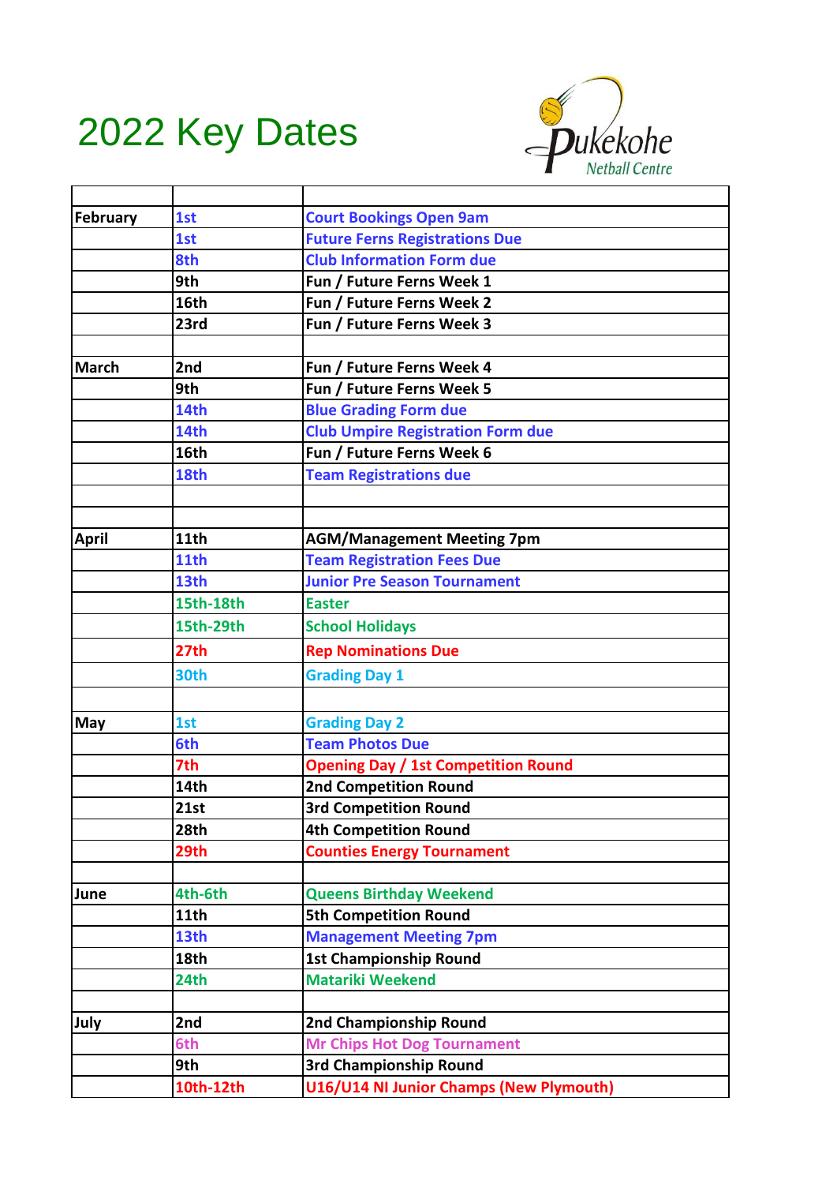# 2022 Key Dates

Pukekohe Netball Centre

| | | |
|---|---|---|
| **February** | **1st** | **Court Bookings Open 9am** |
| | **1st** | **Future Ferns Registrations Due** |
| | **8th** | **Club Information Form due** |
| | **9th** | **Fun / Future Ferns Week 1** |
| | **16th** | **Fun / Future Ferns Week 2** |
| | **23rd** | **Fun / Future Ferns Week 3** |
| | | |
| **March** | **2nd** | **Fun / Future Ferns Week 4** |
| | **9th** | **Fun / Future Ferns Week 5** |
| | **14th** | **Blue Grading Form due** |
| | **14th** | **Club Umpire Registration Form due** |
| | **16th** | **Fun / Future Ferns Week 6** |
| | **18th** | **Team Registrations due** |
| | | |
| | | |
| **April** | **11th** | **AGM/Management Meeting 7pm** |
| | **11th** | **Team Registration Fees Due** |
| | **13th** | **Junior Pre Season Tournament** |
| | **15th-18th** | **Easter** |
| | **15th-29th** | **School Holidays** |
| | **27th** | **Rep Nominations Due** |
| | **30th** | **Grading Day 1** |
| | | |
| **May** | **1st** | **Grading Day 2** |
| | **6th** | **Team Photos Due** |
| | **7th** | **Opening Day / 1st Competition Round** |
| | **14th** | **2nd Competition Round** |
| | **21st** | **3rd Competition Round** |
| | **28th** | **4th Competition Round** |
| | **29th** | **Counties Energy Tournament** |
| | | |
| **June** | **4th-6th** | **Queens Birthday Weekend** |
| | **11th** | **5th Competition Round** |
| | **13th** | **Management Meeting 7pm** |
| | **18th** | **1st Championship Round** |
| | **24th** | **Matariki Weekend** |
| | | |
| **July** | **2nd** | **2nd Championship Round** |
| | **6th** | **Mr Chips Hot Dog Tournament** |
| | **9th** | **3rd Championship Round** |
| | **10th-12th** | **U16/U14 NI Junior Champs (New Plymouth)** |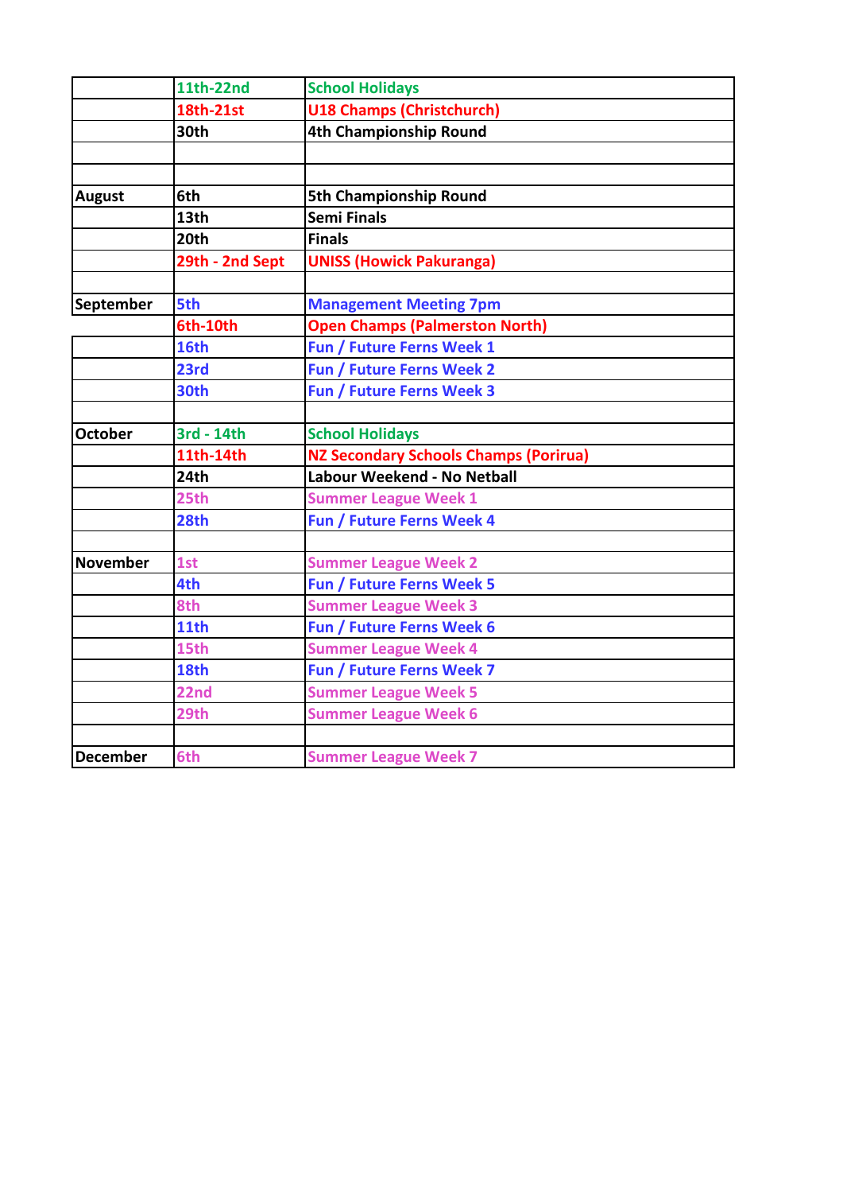| | | |
|---|---|---|
| | 11th-22nd | School Holidays |
| | 18th-21st | U18 Champs (Christchurch) |
| | 30th | 4th Championship Round |
| | | |
| | | |
| August | 6th | 5th Championship Round |
| | 13th | Semi Finals |
| | 20th | Finals |
| | 29th - 2nd Sept | UNISS (Howick Pakuranga) |
| | | |
| September | 5th | Management Meeting 7pm |
| | 6th-10th | Open Champs (Palmerston North) |
| | 16th | Fun / Future Ferns Week 1 |
| | 23rd | Fun / Future Ferns Week 2 |
| | 30th | Fun / Future Ferns Week 3 |
| | | |
| October | 3rd - 14th | School Holidays |
| | 11th-14th | NZ Secondary Schools Champs (Porirua) |
| | 24th | Labour Weekend - No Netball |
| | 25th | Summer League Week 1 |
| | 28th | Fun / Future Ferns Week 4 |
| | | |
| November | 1st | Summer League Week 2 |
| | 4th | Fun / Future Ferns Week 5 |
| | 8th | Summer League Week 3 |
| | 11th | Fun / Future Ferns Week 6 |
| | 15th | Summer League Week 4 |
| | 18th | Fun / Future Ferns Week 7 |
| | 22nd | Summer League Week 5 |
| | 29th | Summer League Week 6 |
| | | |
| December | 6th | Summer League Week 7 |